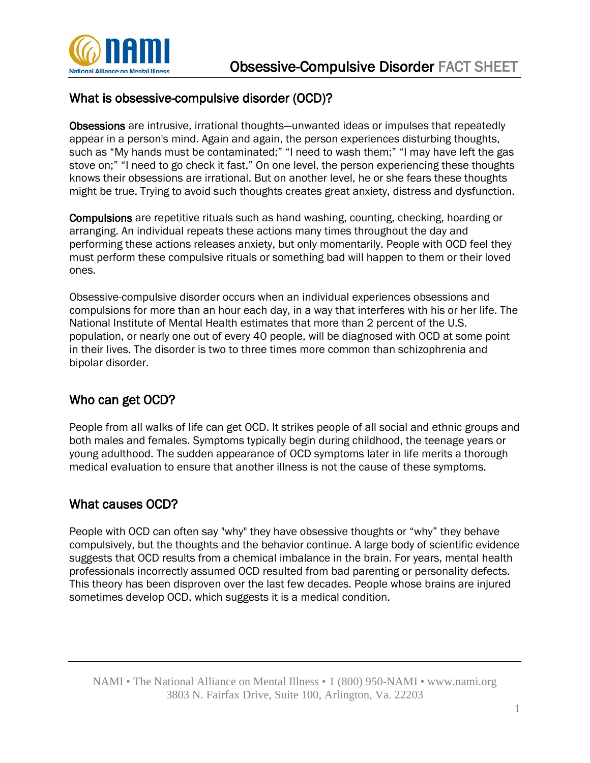# Obsessive-Compulsive Disorder FACT SHEET

## What is obsessive-compulsive disorder (OCD)?

**Obsessions** are intrusive, irrational thoughts—unwanted ideas or impulses that repeatedly appear in a person's mind. Again and again, the person experiences disturbing thoughts, such as "My hands must be contaminated;" "I need to wash them;" "I may have left the gas stove on;" "I need to go check it fast." On one level, the person experiencing these thoughts knows their obsessions are irrational. But on another level, he or she fears these thoughts might be true. Trying to avoid such thoughts creates great anxiety, distress and dysfunction.

**Compulsions** are repetitive rituals such as hand washing, counting, checking, hoarding or arranging. An individual repeats these actions many times throughout the day and performing these actions releases anxiety, but only momentarily. People with OCD feel they must perform these compulsive rituals or something bad will happen to them or their loved ones.

Obsessive-compulsive disorder occurs when an individual experiences obsessions and compulsions for more than an hour each day, in a way that interferes with his or her life. The National Institute of Mental Health estimates that more than 2 percent of the U.S. population, or nearly one out of every 40 people, will be diagnosed with OCD at some point in their lives. The disorder is two to three times more common than schizophrenia and bipolar disorder.

## Who can get OCD?

People from all walks of life can get OCD. It strikes people of all social and ethnic groups and both males and females. Symptoms typically begin during childhood, the teenage years or young adulthood. The sudden appearance of OCD symptoms later in life merits a thorough medical evaluation to ensure that another illness is not the cause of these symptoms.

## What causes OCD?

People with OCD can often say "why" they have obsessive thoughts or "why" they behave compulsively, but the thoughts and the behavior continue. A large body of scientific evidence suggests that OCD results from a chemical imbalance in the brain. For years, mental health professionals incorrectly assumed OCD resulted from bad parenting or personality defects. This theory has been disproven over the last few decades. People whose brains are injured sometimes develop OCD, which suggests it is a medical condition.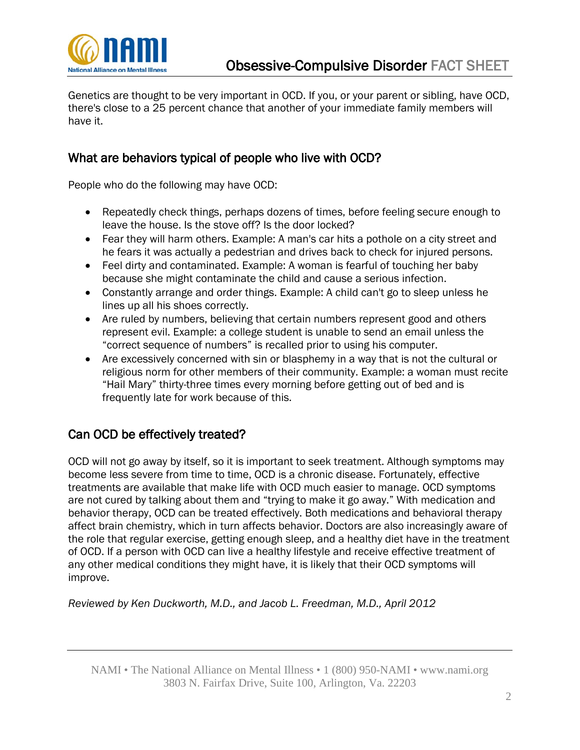Genetics are thought to be very important in OCD. If you, or your parent or sibling, have OCD, there's close to a 25 percent chance that another of your immediate family members will have it.

## What are behaviors typical of people who live with OCD?

People who do the following may have OCD:

- Repeatedly check things, perhaps dozens of times, before feeling secure enough to leave the house. Is the stove off? Is the door locked?
- Fear they will harm others. Example: A man's car hits a pothole on a city street and he fears it was actually a pedestrian and drives back to check for injured persons.
- Feel dirty and contaminated. Example: A woman is fearful of touching her baby because she might contaminate the child and cause a serious infection.
- Constantly arrange and order things. Example: A child can't go to sleep unless he lines up all his shoes correctly.
- Are ruled by numbers, believing that certain numbers represent good and others represent evil. Example: a college student is unable to send an email unless the "correct sequence of numbers" is recalled prior to using his computer.
- Are excessively concerned with sin or blasphemy in a way that is not the cultural or religious norm for other members of their community. Example: a woman must recite "Hail Mary" thirty-three times every morning before getting out of bed and is frequently late for work because of this.

## Can OCD be effectively treated?

OCD will not go away by itself, so it is important to seek treatment. Although symptoms may become less severe from time to time, OCD is a chronic disease. Fortunately, effective treatments are available that make life with OCD much easier to manage. OCD symptoms are not cured by talking about them and "trying to make it go away." With medication and behavior therapy, OCD can be treated effectively. Both medications and behavioral therapy affect brain chemistry, which in turn affects behavior. Doctors are also increasingly aware of the role that regular exercise, getting enough sleep, and a healthy diet have in the treatment of OCD. If a person with OCD can live a healthy lifestyle and receive effective treatment of any other medical conditions they might have, it is likely that their OCD symptoms will improve.

*Reviewed by Ken Duckworth, M.D., and Jacob L. Freedman, M.D., April 2012*